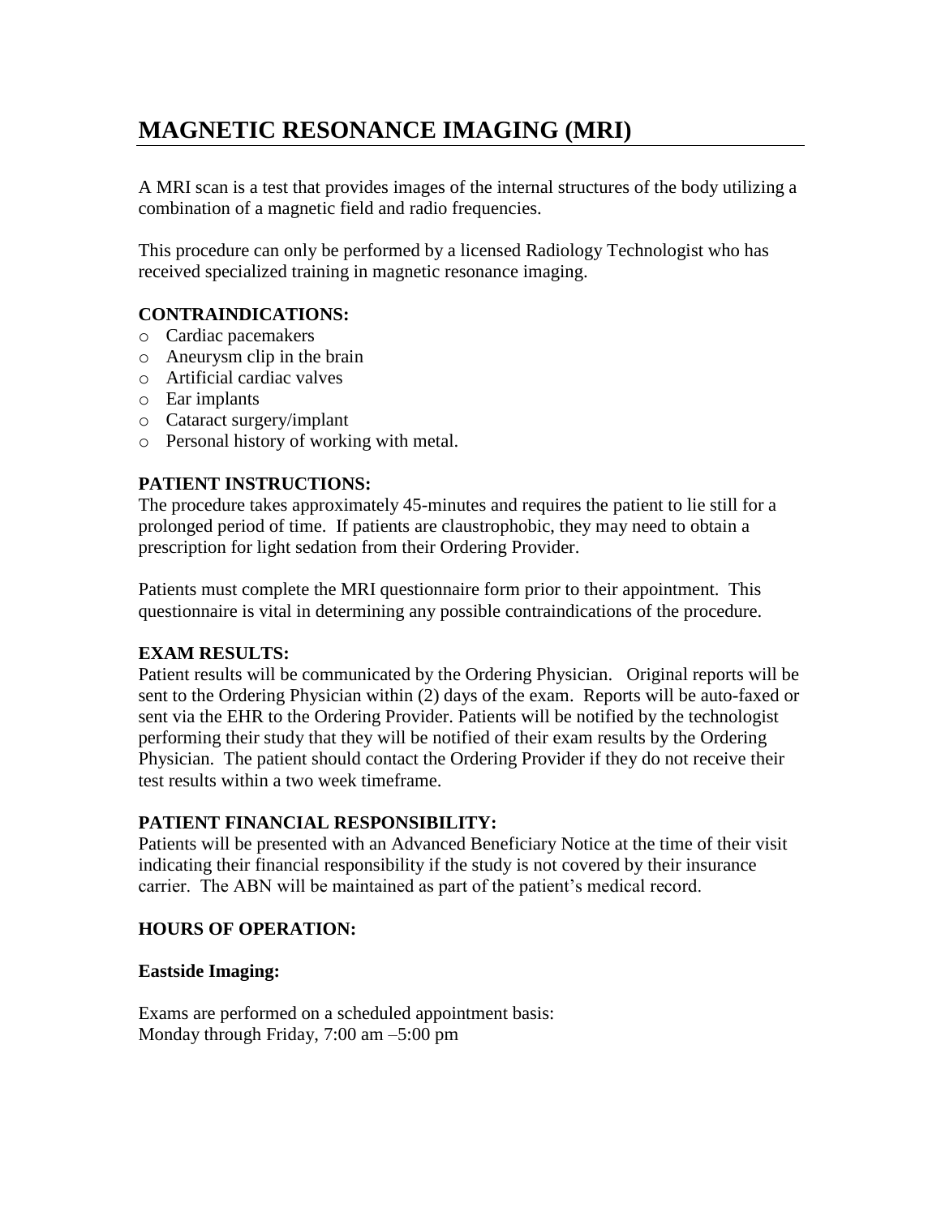# MAGNETIC RESONANCE IMAGING (MRI)

A MRI scan is a test that provides images of the internal structures of the body utilizing a combination of a magnetic field and radio frequencies.

This procedure can only be performed by a licensed Radiology Technologist who has received specialized training in magnetic resonance imaging.

### CONTRAINDICATIONS:

- Cardiac pacemakers
- Aneurysm clip in the brain
- Artificial cardiac valves
- Ear implants
- Cataract surgery/implant
- Personal history of working with metal.

### PATIENT INSTRUCTIONS:

The procedure takes approximately 45-minutes and requires the patient to lie still for a prolonged period of time. If patients are claustrophobic, they may need to obtain a prescription for light sedation from their Ordering Provider.

Patients must complete the MRI questionnaire form prior to their appointment. This questionnaire is vital in determining any possible contraindications of the procedure.

### EXAM RESULTS:

Patient results will be communicated by the Ordering Physician. Original reports will be sent to the Ordering Physician within (2) days of the exam. Reports will be auto-faxed or sent via the EHR to the Ordering Provider. Patients will be notified by the technologist performing their study that they will be notified of their exam results by the Ordering Physician. The patient should contact the Ordering Provider if they do not receive their test results within a two week timeframe.

### PATIENT FINANCIAL RESPONSIBILITY:

Patients will be presented with an Advanced Beneficiary Notice at the time of their visit indicating their financial responsibility if the study is not covered by their insurance carrier. The ABN will be maintained as part of the patient's medical record.

### HOURS OF OPERATION:

**Eastside Imaging:**

Exams are performed on a scheduled appointment basis:
Monday through Friday, 7:00 am –5:00 pm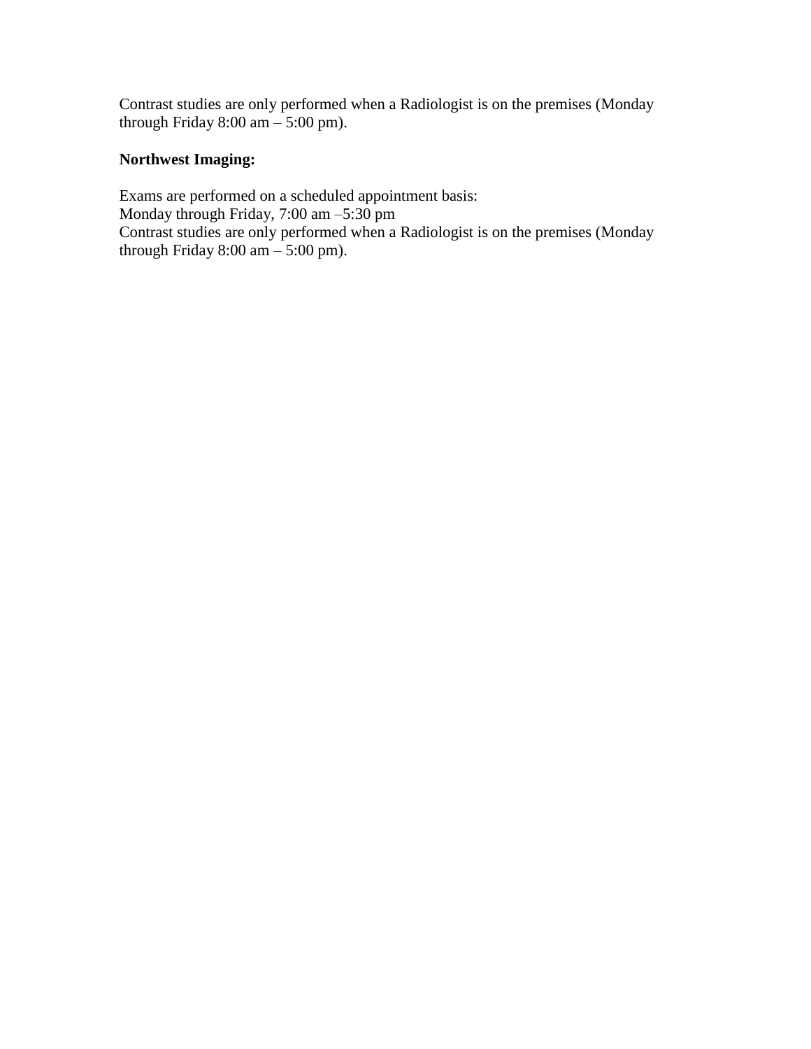Contrast studies are only performed when a Radiologist is on the premises (Monday through Friday 8:00 am – 5:00 pm).

**Northwest Imaging:**

Exams are performed on a scheduled appointment basis:
Monday through Friday, 7:00 am –5:30 pm
Contrast studies are only performed when a Radiologist is on the premises (Monday through Friday 8:00 am – 5:00 pm).